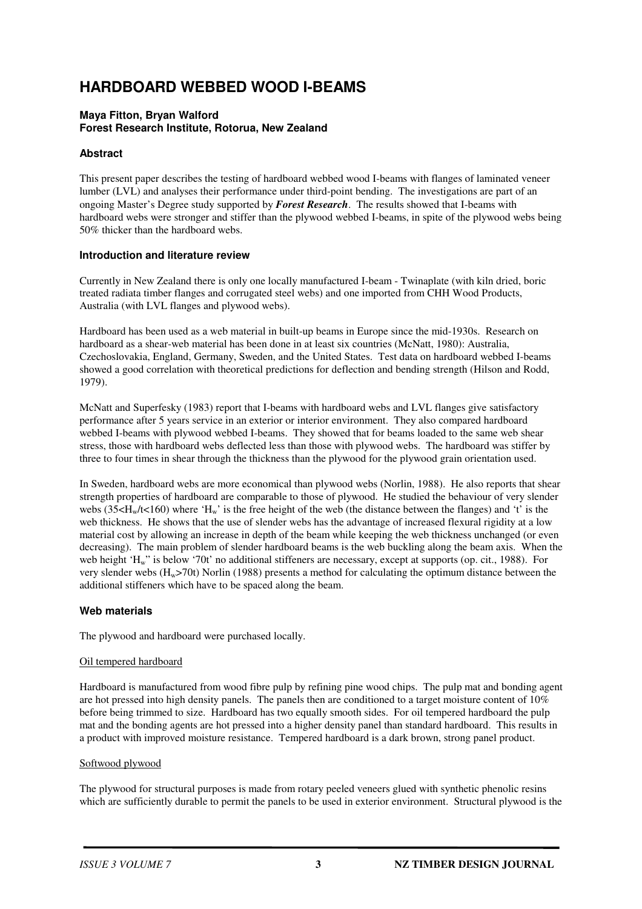# HARDBOARD WEBBED WOOD I-BEAMS

**Maya Fitton, Bryan Walford**
**Forest Research Institute, Rotorua, New Zealand**

### Abstract

This present paper describes the testing of hardboard webbed wood I-beams with flanges of laminated veneer lumber (LVL) and analyses their performance under third-point bending. The investigations are part of an ongoing Master's Degree study supported by ***Forest Research***. The results showed that I-beams with hardboard webs were stronger and stiffer than the plywood webbed I-beams, in spite of the plywood webs being 50% thicker than the hardboard webs.

### Introduction and literature review

Currently in New Zealand there is only one locally manufactured I-beam - Twinaplate (with kiln dried, boric treated radiata timber flanges and corrugated steel webs) and one imported from CHH Wood Products, Australia (with LVL flanges and plywood webs).

Hardboard has been used as a web material in built-up beams in Europe since the mid-1930s. Research on hardboard as a shear-web material has been done in at least six countries (McNatt, 1980): Australia, Czechoslovakia, England, Germany, Sweden, and the United States. Test data on hardboard webbed I-beams showed a good correlation with theoretical predictions for deflection and bending strength (Hilson and Rodd, 1979).

McNatt and Superfesky (1983) report that I-beams with hardboard webs and LVL flanges give satisfactory performance after 5 years service in an exterior or interior environment. They also compared hardboard webbed I-beams with plywood webbed I-beams. They showed that for beams loaded to the same web shear stress, those with hardboard webs deflected less than those with plywood webs. The hardboard was stiffer by three to four times in shear through the thickness than the plywood for the plywood grain orientation used.

In Sweden, hardboard webs are more economical than plywood webs (Norlin, 1988). He also reports that shear strength properties of hardboard are comparable to those of plywood. He studied the behaviour of very slender webs ($35<H_w/t<160$) where '$H_w$' is the free height of the web (the distance between the flanges) and 't' is the web thickness. He shows that the use of slender webs has the advantage of increased flexural rigidity at a low material cost by allowing an increase in depth of the beam while keeping the web thickness unchanged (or even decreasing). The main problem of slender hardboard beams is the web buckling along the beam axis. When the web height '$H_w$" is below '70t' no additional stiffeners are necessary, except at supports (op. cit., 1988). For very slender webs ($H_w>70t$) Norlin (1988) presents a method for calculating the optimum distance between the additional stiffeners which have to be spaced along the beam.

### Web materials

The plywood and hardboard were purchased locally.

<u>Oil tempered hardboard</u>

Hardboard is manufactured from wood fibre pulp by refining pine wood chips. The pulp mat and bonding agent are hot pressed into high density panels. The panels then are conditioned to a target moisture content of 10% before being trimmed to size. Hardboard has two equally smooth sides. For oil tempered hardboard the pulp mat and the bonding agents are hot pressed into a higher density panel than standard hardboard. This results in a product with improved moisture resistance. Tempered hardboard is a dark brown, strong panel product.

<u>Softwood plywood</u>

The plywood for structural purposes is made from rotary peeled veneers glued with synthetic phenolic resins which are sufficiently durable to permit the panels to be used in exterior environment. Structural plywood is the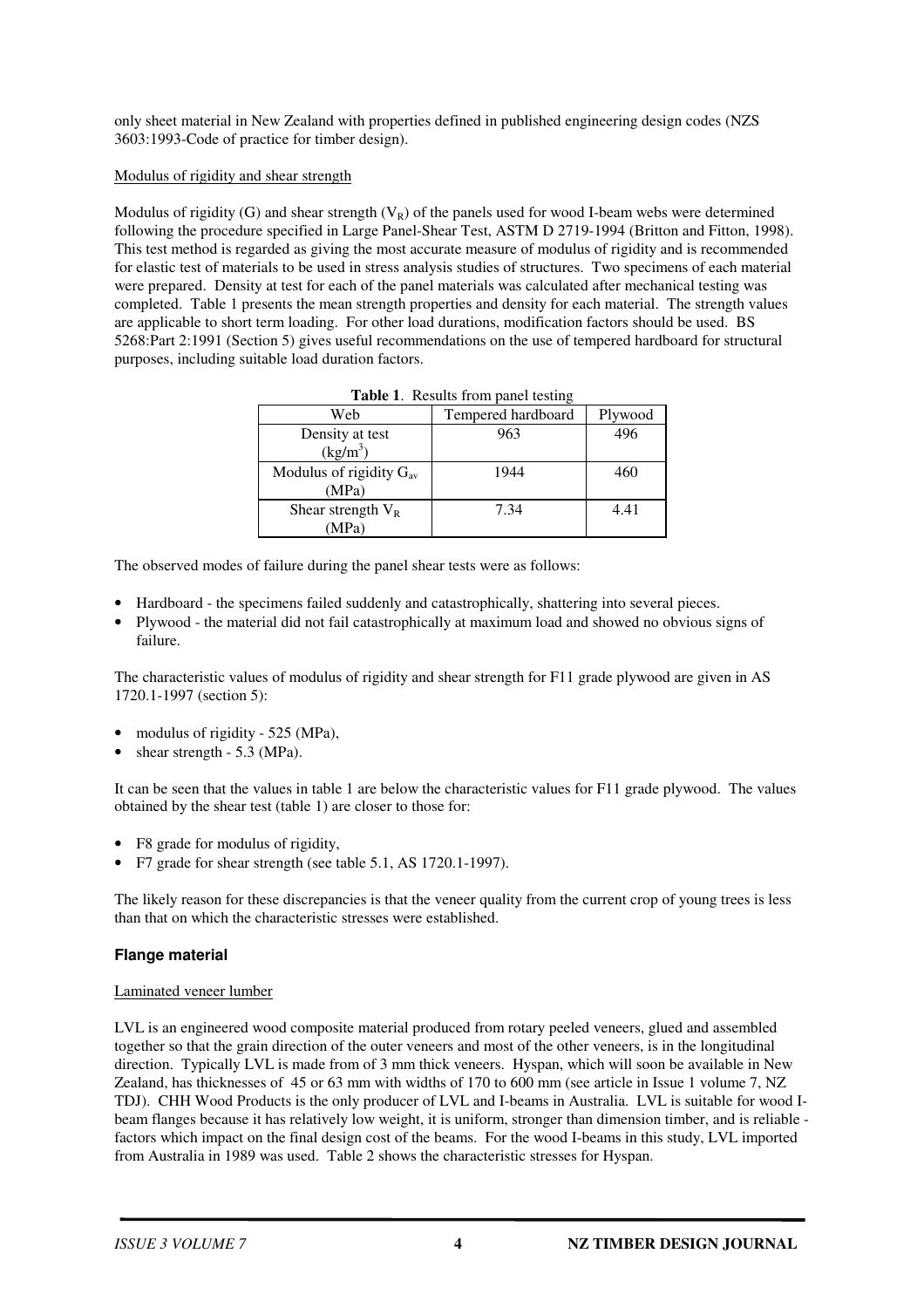only sheet material in New Zealand with properties defined in published engineering design codes (NZS 3603:1993-Code of practice for timber design).

Modulus of rigidity and shear strength

Modulus of rigidity (G) and shear strength ($V_R$) of the panels used for wood I-beam webs were determined following the procedure specified in Large Panel-Shear Test, ASTM D 2719-1994 (Britton and Fitton, 1998). This test method is regarded as giving the most accurate measure of modulus of rigidity and is recommended for elastic test of materials to be used in stress analysis studies of structures. Two specimens of each material were prepared. Density at test for each of the panel materials was calculated after mechanical testing was completed. Table 1 presents the mean strength properties and density for each material. The strength values are applicable to short term loading. For other load durations, modification factors should be used. BS 5268:Part 2:1991 (Section 5) gives useful recommendations on the use of tempered hardboard for structural purposes, including suitable load duration factors.

**Table 1**. Results from panel testing

| Web | Tempered hardboard | Plywood |
|---|---|---|
| Density at test ($kg/m^3$) | 963 | 496 |
| Modulus of rigidity $G_{av}$ (MPa) | 1944 | 460 |
| Shear strength $V_R$ (MPa) | 7.34 | 4.41 |

The observed modes of failure during the panel shear tests were as follows:

- Hardboard - the specimens failed suddenly and catastrophically, shattering into several pieces.
- Plywood - the material did not fail catastrophically at maximum load and showed no obvious signs of failure.

The characteristic values of modulus of rigidity and shear strength for F11 grade plywood are given in AS 1720.1-1997 (section 5):

- modulus of rigidity - 525 (MPa),
- shear strength - 5.3 (MPa).

It can be seen that the values in table 1 are below the characteristic values for F11 grade plywood. The values obtained by the shear test (table 1) are closer to those for:

- F8 grade for modulus of rigidity,
- F7 grade for shear strength (see table 5.1, AS 1720.1-1997).

The likely reason for these discrepancies is that the veneer quality from the current crop of young trees is less than that on which the characteristic stresses were established.

### Flange material

Laminated veneer lumber

LVL is an engineered wood composite material produced from rotary peeled veneers, glued and assembled together so that the grain direction of the outer veneers and most of the other veneers, is in the longitudinal direction. Typically LVL is made from of 3 mm thick veneers. Hyspan, which will soon be available in New Zealand, has thicknesses of 45 or 63 mm with widths of 170 to 600 mm (see article in Issue 1 volume 7, NZ TDJ). CHH Wood Products is the only producer of LVL and I-beams in Australia. LVL is suitable for wood I-beam flanges because it has relatively low weight, it is uniform, stronger than dimension timber, and is reliable - factors which impact on the final design cost of the beams. For the wood I-beams in this study, LVL imported from Australia in 1989 was used. Table 2 shows the characteristic stresses for Hyspan.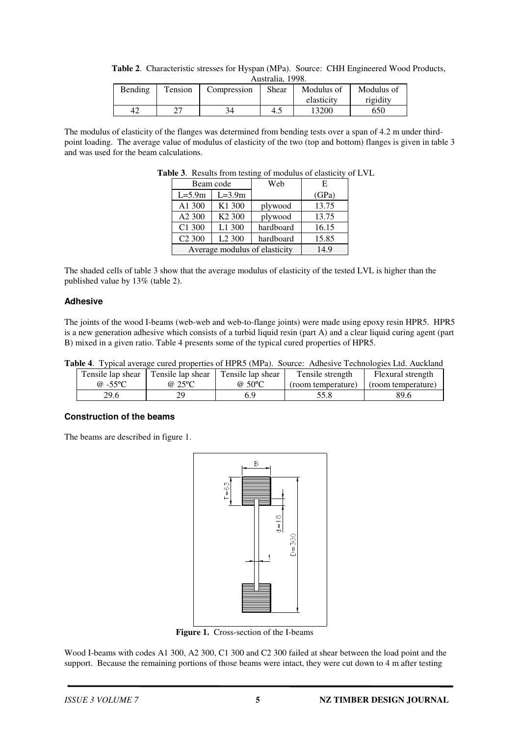**Table 2**. Characteristic stresses for Hyspan (MPa). Source: CHH Engineered Wood Products, Australia, 1998.

| Bending | Tension | Compression | Shear | Modulus of elasticity | Modulus of rigidity |
|---|---|---|---|---|---|
| 42 | 27 | 34 | 4.5 | 13200 | 650 |

The modulus of elasticity of the flanges was determined from bending tests over a span of 4.2 m under third-point loading. The average value of modulus of elasticity of the two (top and bottom) flanges is given in table 3 and was used for the beam calculations.

**Table 3**. Results from testing of modulus of elasticity of LVL

| Beam code | | Web | E |
|---|---|---|---|
| L=5.9m | L=3.9m | | (GPa) |
| A1 300 | K1 300 | plywood | 13.75 |
| A2 300 | K2 300 | plywood | 13.75 |
| C1 300 | L1 300 | hardboard | 16.15 |
| C2 300 | L2 300 | hardboard | 15.85 |
| Average modulus of elasticity | | | 14.9 |

The shaded cells of table 3 show that the average modulus of elasticity of the tested LVL is higher than the published value by 13% (table 2).

### Adhesive

The joints of the wood I-beams (web-web and web-to-flange joints) were made using epoxy resin HPR5. HPR5 is a new generation adhesive which consists of a turbid liquid resin (part A) and a clear liquid curing agent (part B) mixed in a given ratio. Table 4 presents some of the typical cured properties of HPR5.

**Table 4**. Typical average cured properties of HPR5 (MPa). Source: Adhesive Technologies Ltd. Auckland

| Tensile lap shear @ -55ºC | Tensile lap shear @ 25ºC | Tensile lap shear @ 50ºC | Tensile strength (room temperature) | Flexural strength (room temperature) |
|---|---|---|---|---|
| 29.6 | 29 | 6.9 | 55.8 | 89.6 |

### Construction of the beams

The beams are described in figure 1.

**Figure 1.** Cross-section of the I-beams

Wood I-beams with codes A1 300, A2 300, C1 300 and C2 300 failed at shear between the load point and the support. Because the remaining portions of those beams were intact, they were cut down to 4 m after testing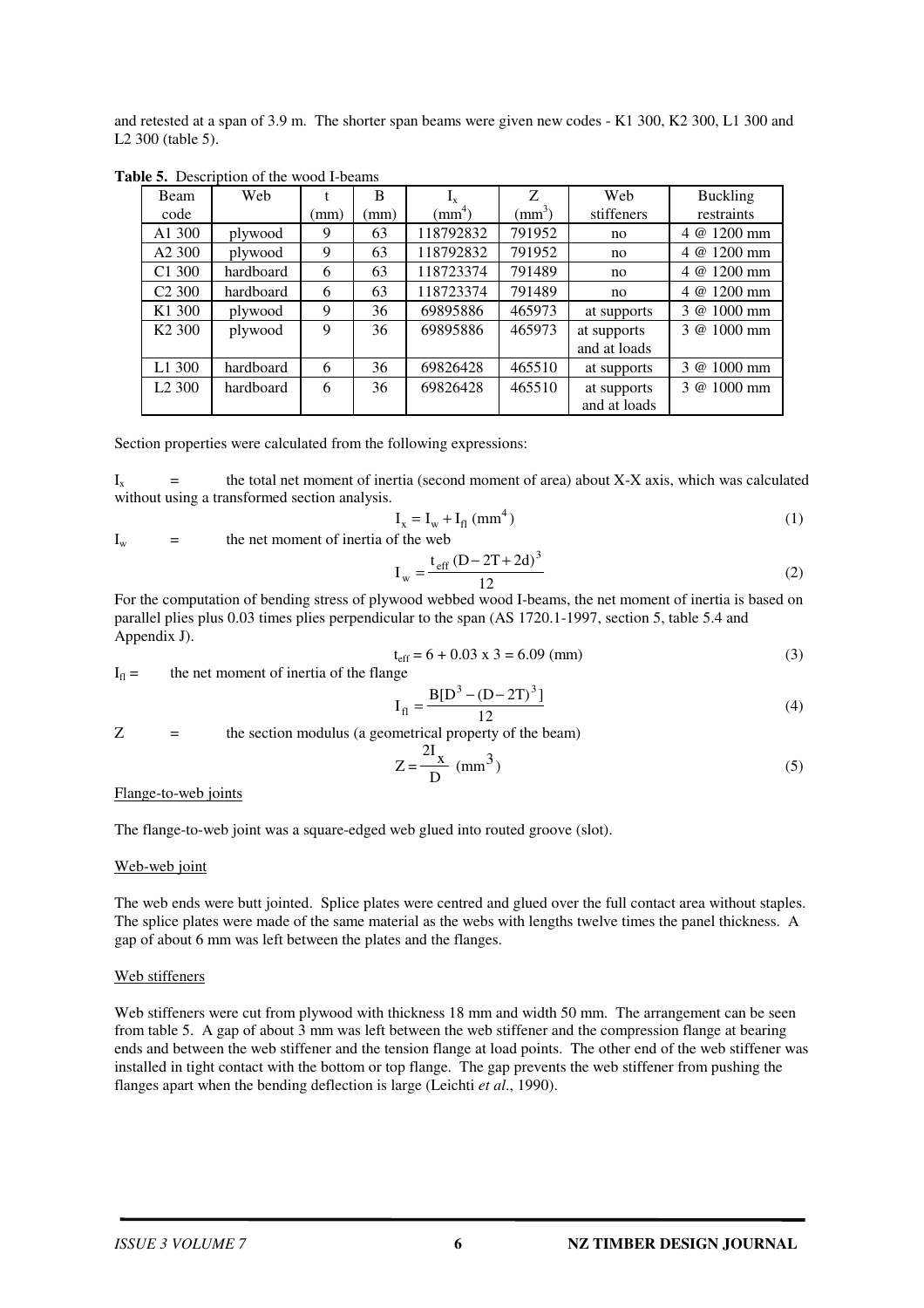and retested at a span of 3.9 m. The shorter span beams were given new codes - K1 300, K2 300, L1 300 and L2 300 (table 5).

**Table 5.** Description of the wood I-beams

| Beam code | Web | t (mm) | B (mm) | $I_x$ ($mm^4$) | Z ($mm^3$) | Web stiffeners | Buckling restraints |
|---|---|---|---|---|---|---|---|
| A1 300 | plywood | 9 | 63 | 118792832 | 791952 | no | 4 @ 1200 mm |
| A2 300 | plywood | 9 | 63 | 118792832 | 791952 | no | 4 @ 1200 mm |
| C1 300 | hardboard | 6 | 63 | 118723374 | 791489 | no | 4 @ 1200 mm |
| C2 300 | hardboard | 6 | 63 | 118723374 | 791489 | no | 4 @ 1200 mm |
| K1 300 | plywood | 9 | 36 | 69895886 | 465973 | at supports | 3 @ 1000 mm |
| K2 300 | plywood | 9 | 36 | 69895886 | 465973 | at supports and at loads | 3 @ 1000 mm |
| L1 300 | hardboard | 6 | 36 | 69826428 | 465510 | at supports | 3 @ 1000 mm |
| L2 300 | hardboard | 6 | 36 | 69826428 | 465510 | at supports and at loads | 3 @ 1000 mm |

Section properties were calculated from the following expressions:

$I_x$ = the total net moment of inertia (second moment of area) about X-X axis, which was calculated without using a transformed section analysis.

$$I_x = I_w + I_{fl} \ (mm^4) \tag{1}$$

$I_w$ = the net moment of inertia of the web

$$I_w = \frac{t_{eff}(D - 2T + 2d)^3}{12} \tag{2}$$

For the computation of bending stress of plywood webbed wood I-beams, the net moment of inertia is based on parallel plies plus 0.03 times plies perpendicular to the span (AS 1720.1-1997, section 5, table 5.4 and Appendix J).

$$t_{eff} = 6 + 0.03 \times 3 = 6.09 \ (mm) \tag{3}$$

$I_{fl}$ = the net moment of inertia of the flange

$$I_{fl} = \frac{B[D^3 - (D - 2T)^3]}{12} \tag{4}$$

Z = the section modulus (a geometrical property of the beam)

$$Z = \frac{2I_x}{D} \ (mm^3) \tag{5}$$

Flange-to-web joints

The flange-to-web joint was a square-edged web glued into routed groove (slot).

Web-web joint

The web ends were butt jointed. Splice plates were centred and glued over the full contact area without staples. The splice plates were made of the same material as the webs with lengths twelve times the panel thickness. A gap of about 6 mm was left between the plates and the flanges.

Web stiffeners

Web stiffeners were cut from plywood with thickness 18 mm and width 50 mm. The arrangement can be seen from table 5. A gap of about 3 mm was left between the web stiffener and the compression flange at bearing ends and between the web stiffener and the tension flange at load points. The other end of the web stiffener was installed in tight contact with the bottom or top flange. The gap prevents the web stiffener from pushing the flanges apart when the bending deflection is large (Leichti *et al*., 1990).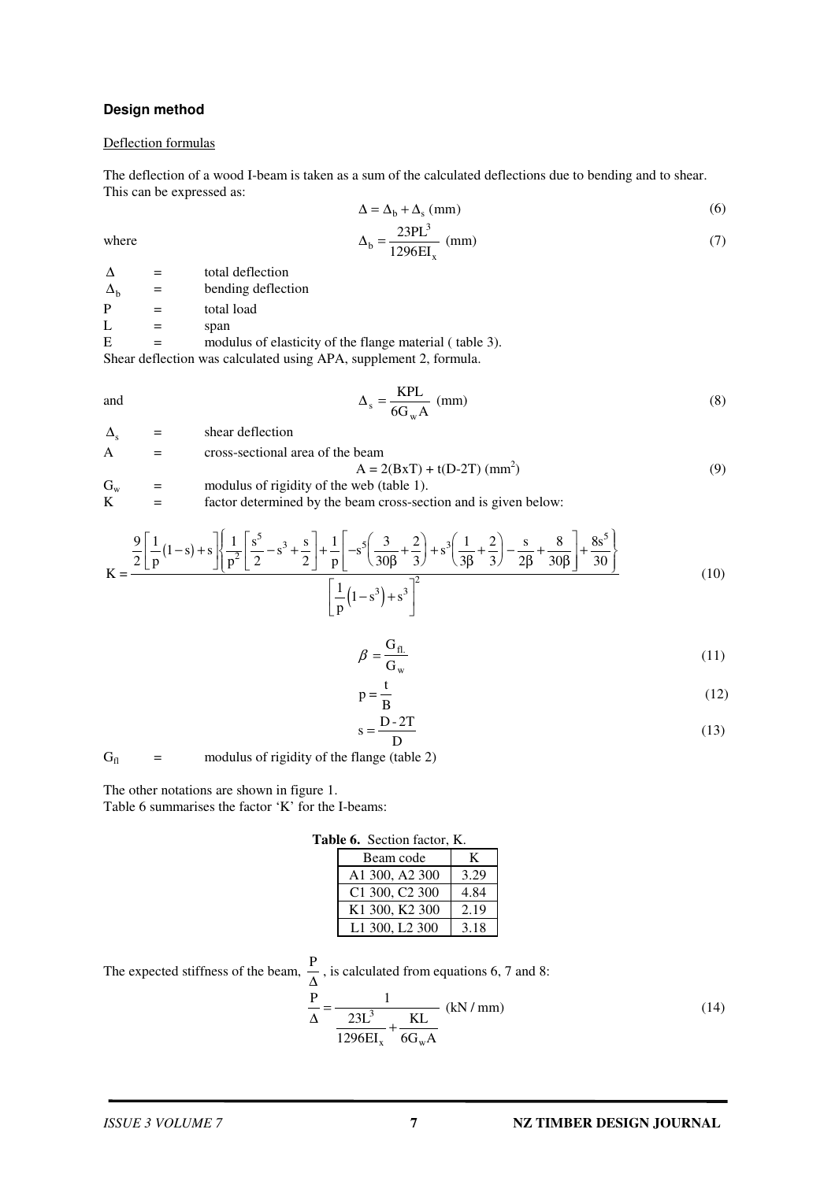### Design method

Deflection formulas

The deflection of a wood I-beam is taken as a sum of the calculated deflections due to bending and to shear. This can be expressed as:

$$\Delta = \Delta_b + \Delta_s \text{ (mm)} \tag{6}$$

where

$$\Delta_b = \frac{23PL^3}{1296EI_x} \text{ (mm)} \tag{7}$$

$\Delta$ = total deflection
$\Delta_b$ = bending deflection
$P$ = total load
$L$ = span
$E$ = modulus of elasticity of the flange material ( table 3).

Shear deflection was calculated using APA, supplement 2, formula.

and

$$\Delta_s = \frac{KPL}{6G_w A} \text{ (mm)} \tag{8}$$

$\Delta_s$ = shear deflection
$A$ = cross-sectional area of the beam

$$A = 2(BxT) + t(D\text{-}2T) \text{ (mm}^2\text{)} \tag{9}$$

$G_w$ = modulus of rigidity of the web (table 1).
$K$ = factor determined by the beam cross-section and is given below:

$$K = \frac{\frac{9}{2}\left[\frac{1}{p}(1-s)+s\right]\left\{\frac{1}{p^2}\left[\frac{s^5}{2}-s^3+\frac{s}{2}\right]+\frac{1}{p}\left[-s^5\left(\frac{3}{30\beta}+\frac{2}{3}\right)+s^3\left(\frac{1}{3\beta}+\frac{2}{3}\right)-\frac{s}{2\beta}+\frac{8}{30\beta}\right]+\frac{8s^5}{30}\right\}}{\left[\frac{1}{p}\left(1-s^3\right)+s^3\right]^2} \tag{10}$$

$$\beta = \frac{G_{fl.}}{G_w} \tag{11}$$

$$p = \frac{t}{B} \tag{12}$$

$$s = \frac{D - 2T}{D} \tag{13}$$

$G_{fl}$ = modulus of rigidity of the flange (table 2)

The other notations are shown in figure 1.
Table 6 summarises the factor 'K' for the I-beams:

**Table 6.** Section factor, K.

| Beam code | K |
|---|---|
| A1 300, A2 300 | 3.29 |
| C1 300, C2 300 | 4.84 |
| K1 300, K2 300 | 2.19 |
| L1 300, L2 300 | 3.18 |

The expected stiffness of the beam, $\frac{P}{\Delta}$, is calculated from equations 6, 7 and 8:

$$\frac{P}{\Delta} = \frac{1}{\frac{23L^3}{1296EI_x} + \frac{KL}{6G_w A}} \text{ (kN / mm)} \tag{14}$$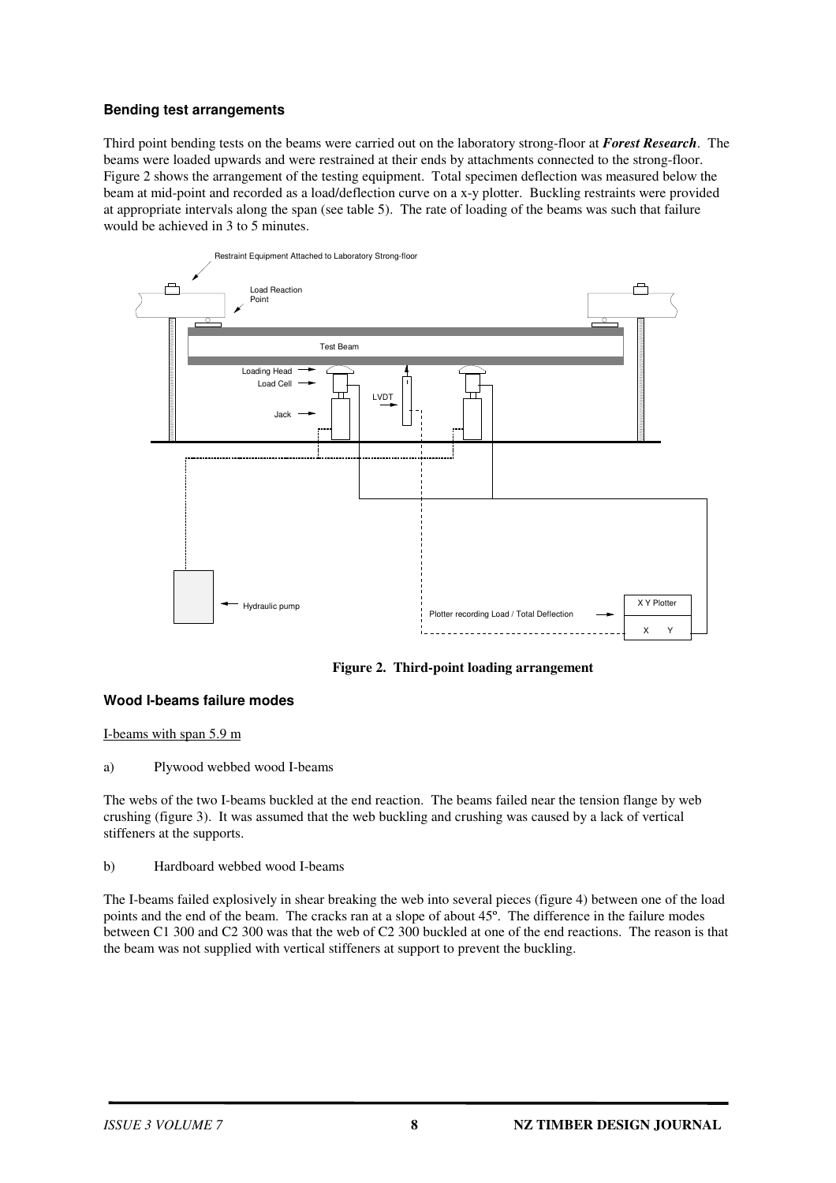### Bending test arrangements

Third point bending tests on the beams were carried out on the laboratory strong-floor at ***Forest Research***. The beams were loaded upwards and were restrained at their ends by attachments connected to the strong-floor. Figure 2 shows the arrangement of the testing equipment. Total specimen deflection was measured below the beam at mid-point and recorded as a load/deflection curve on a x-y plotter. Buckling restraints were provided at appropriate intervals along the span (see table 5). The rate of loading of the beams was such that failure would be achieved in 3 to 5 minutes.

**Figure 2. Third-point loading arrangement**

### Wood I-beams failure modes

I-beams with span 5.9 m

a) Plywood webbed wood I-beams

The webs of the two I-beams buckled at the end reaction. The beams failed near the tension flange by web crushing (figure 3). It was assumed that the web buckling and crushing was caused by a lack of vertical stiffeners at the supports.

b) Hardboard webbed wood I-beams

The I-beams failed explosively in shear breaking the web into several pieces (figure 4) between one of the load points and the end of the beam. The cracks ran at a slope of about 45º. The difference in the failure modes between C1 300 and C2 300 was that the web of C2 300 buckled at one of the end reactions. The reason is that the beam was not supplied with vertical stiffeners at support to prevent the buckling.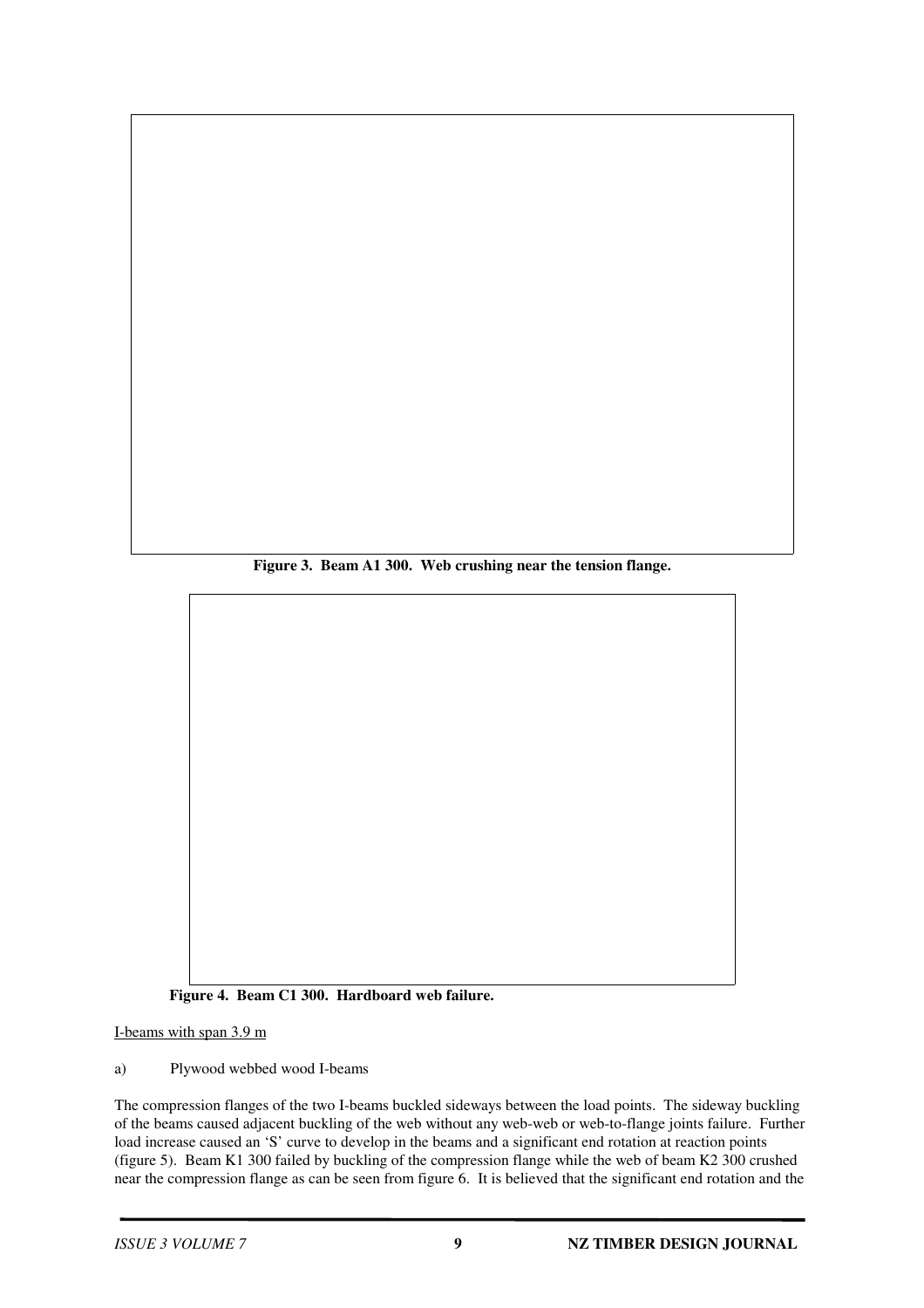Figure 3. Beam A1 300. Web crushing near the tension flange.

Figure 4. Beam C1 300. Hardboard web failure.

I-beams with span 3.9 m

a) Plywood webbed wood I-beams

The compression flanges of the two I-beams buckled sideways between the load points. The sideway buckling of the beams caused adjacent buckling of the web without any web-web or web-to-flange joints failure. Further load increase caused an 'S' curve to develop in the beams and a significant end rotation at reaction points (figure 5). Beam K1 300 failed by buckling of the compression flange while the web of beam K2 300 crushed near the compression flange as can be seen from figure 6. It is believed that the significant end rotation and the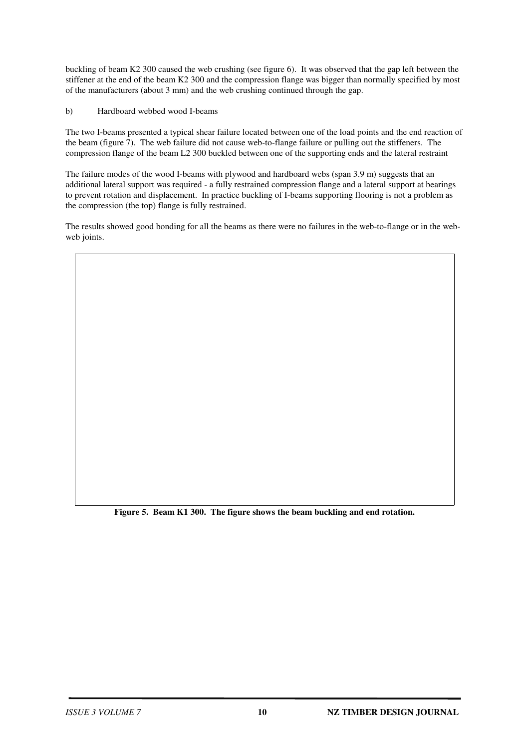buckling of beam K2 300 caused the web crushing (see figure 6). It was observed that the gap left between the stiffener at the end of the beam K2 300 and the compression flange was bigger than normally specified by most of the manufacturers (about 3 mm) and the web crushing continued through the gap.

b) Hardboard webbed wood I-beams

The two I-beams presented a typical shear failure located between one of the load points and the end reaction of the beam (figure 7). The web failure did not cause web-to-flange failure or pulling out the stiffeners. The compression flange of the beam L2 300 buckled between one of the supporting ends and the lateral restraint

The failure modes of the wood I-beams with plywood and hardboard webs (span 3.9 m) suggests that an additional lateral support was required - a fully restrained compression flange and a lateral support at bearings to prevent rotation and displacement. In practice buckling of I-beams supporting flooring is not a problem as the compression (the top) flange is fully restrained.

The results showed good bonding for all the beams as there were no failures in the web-to-flange or in the web-web joints.

**Figure 5. Beam K1 300. The figure shows the beam buckling and end rotation.**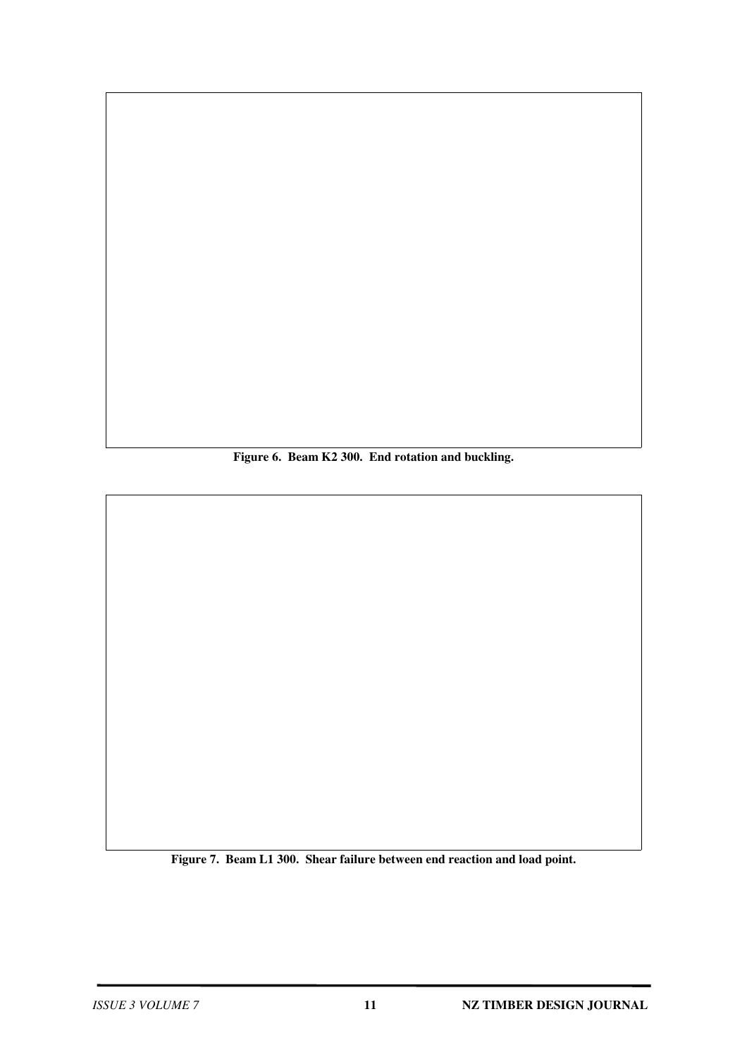**Figure 6. Beam K2 300. End rotation and buckling.**

**Figure 7. Beam L1 300. Shear failure between end reaction and load point.**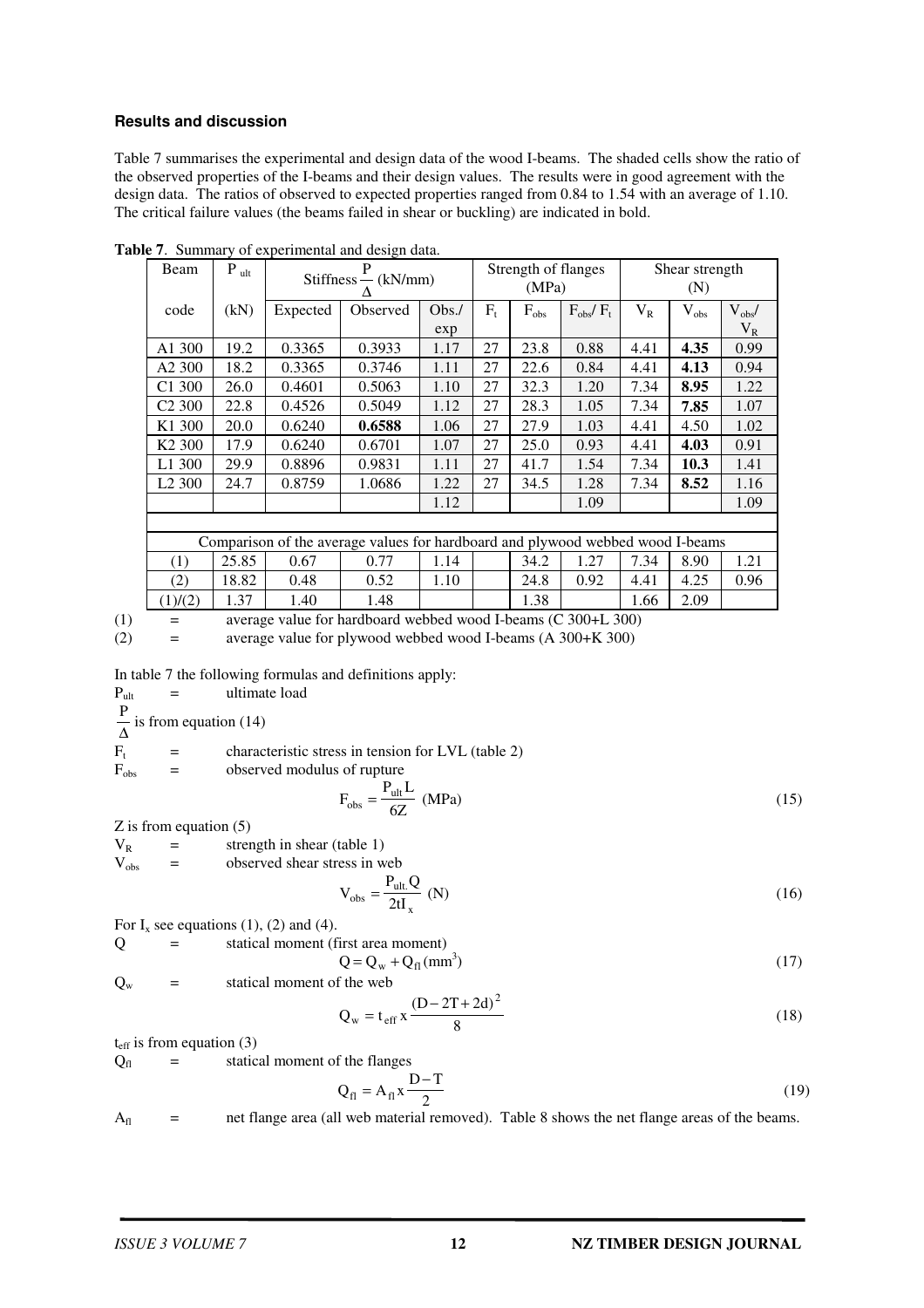### Results and discussion

Table 7 summarises the experimental and design data of the wood I-beams. The shaded cells show the ratio of the observed properties of the I-beams and their design values. The results were in good agreement with the design data. The ratios of observed to expected properties ranged from 0.84 to 1.54 with an average of 1.10. The critical failure values (the beams failed in shear or buckling) are indicated in bold.

**Table 7**. Summary of experimental and design data.

| Beam | $P_{ult}$ | Stiffness $\frac{P}{\Delta}$ (kN/mm) | | | Strength of flanges (MPa) | | | Shear strength (N) | | |
|---|---|---|---|---|---|---|---|---|---|---|
| code | (kN) | Expected | Observed | Obs./exp | $F_t$ | $F_{obs}$ | $F_{obs}/F_t$ | $V_R$ | $V_{obs}$ | $V_{obs}/V_R$ |
| A1 300 | 19.2 | 0.3365 | 0.3933 | 1.17 | 27 | 23.8 | 0.88 | 4.41 | **4.35** | 0.99 |
| A2 300 | 18.2 | 0.3365 | 0.3746 | 1.11 | 27 | 22.6 | 0.84 | 4.41 | **4.13** | 0.94 |
| C1 300 | 26.0 | 0.4601 | 0.5063 | 1.10 | 27 | 32.3 | 1.20 | 7.34 | **8.95** | 1.22 |
| C2 300 | 22.8 | 0.4526 | 0.5049 | 1.12 | 27 | 28.3 | 1.05 | 7.34 | **7.85** | 1.07 |
| K1 300 | 20.0 | 0.6240 | **0.6588** | 1.06 | 27 | 27.9 | 1.03 | 4.41 | 4.50 | 1.02 |
| K2 300 | 17.9 | 0.6240 | 0.6701 | 1.07 | 27 | 25.0 | 0.93 | 4.41 | **4.03** | 0.91 |
| L1 300 | 29.9 | 0.8896 | 0.9831 | 1.11 | 27 | 41.7 | 1.54 | 7.34 | **10.3** | 1.41 |
| L2 300 | 24.7 | 0.8759 | 1.0686 | 1.22 | 27 | 34.5 | 1.28 | 7.34 | **8.52** | 1.16 |
| | | | | 1.12 | | | 1.09 | | | 1.09 |
| | | | | | | | | | | |
| Comparison of the average values for hardboard and plywood webbed wood I-beams | | | | | | | | | | |
| (1) | 25.85 | 0.67 | 0.77 | 1.14 | | 34.2 | 1.27 | 7.34 | 8.90 | 1.21 |
| (2) | 18.82 | 0.48 | 0.52 | 1.10 | | 24.8 | 0.92 | 4.41 | 4.25 | 0.96 |
| (1)/(2) | 1.37 | 1.40 | 1.48 | | | 1.38 | | 1.66 | 2.09 | |

(1) = average value for hardboard webbed wood I-beams (C 300+L 300)

(2) = average value for plywood webbed wood I-beams (A 300+K 300)

In table 7 the following formulas and definitions apply:

$P_{ult}$ = ultimate load

$\frac{P}{\Delta}$ is from equation (14)

$F_t$ = characteristic stress in tension for LVL (table 2)

$F_{obs}$ = observed modulus of rupture

$$F_{obs} = \frac{P_{ult} L}{6Z} \text{ (MPa)} \tag{15}$$

Z is from equation (5)

$V_R$ = strength in shear (table 1)

$V_{obs}$ = observed shear stress in web

$$V_{obs} = \frac{P_{ult.} Q}{2tI_x} \text{ (N)} \tag{16}$$

For $I_x$ see equations (1), (2) and (4).

Q = statical moment (first area moment)

$$Q = Q_w + Q_{fl} \text{ (mm}^3\text{)} \tag{17}$$

$Q_w$ = statical moment of the web

$$Q_w = t_{eff} \text{ x } \frac{(D - 2T + 2d)^2}{8} \tag{18}$$

$t_{eff}$ is from equation (3)

$Q_{fl}$ = statical moment of the flanges

$$Q_{fl} = A_{fl} \text{ x } \frac{D - T}{2} \tag{19}$$

$A_{fl}$ = net flange area (all web material removed). Table 8 shows the net flange areas of the beams.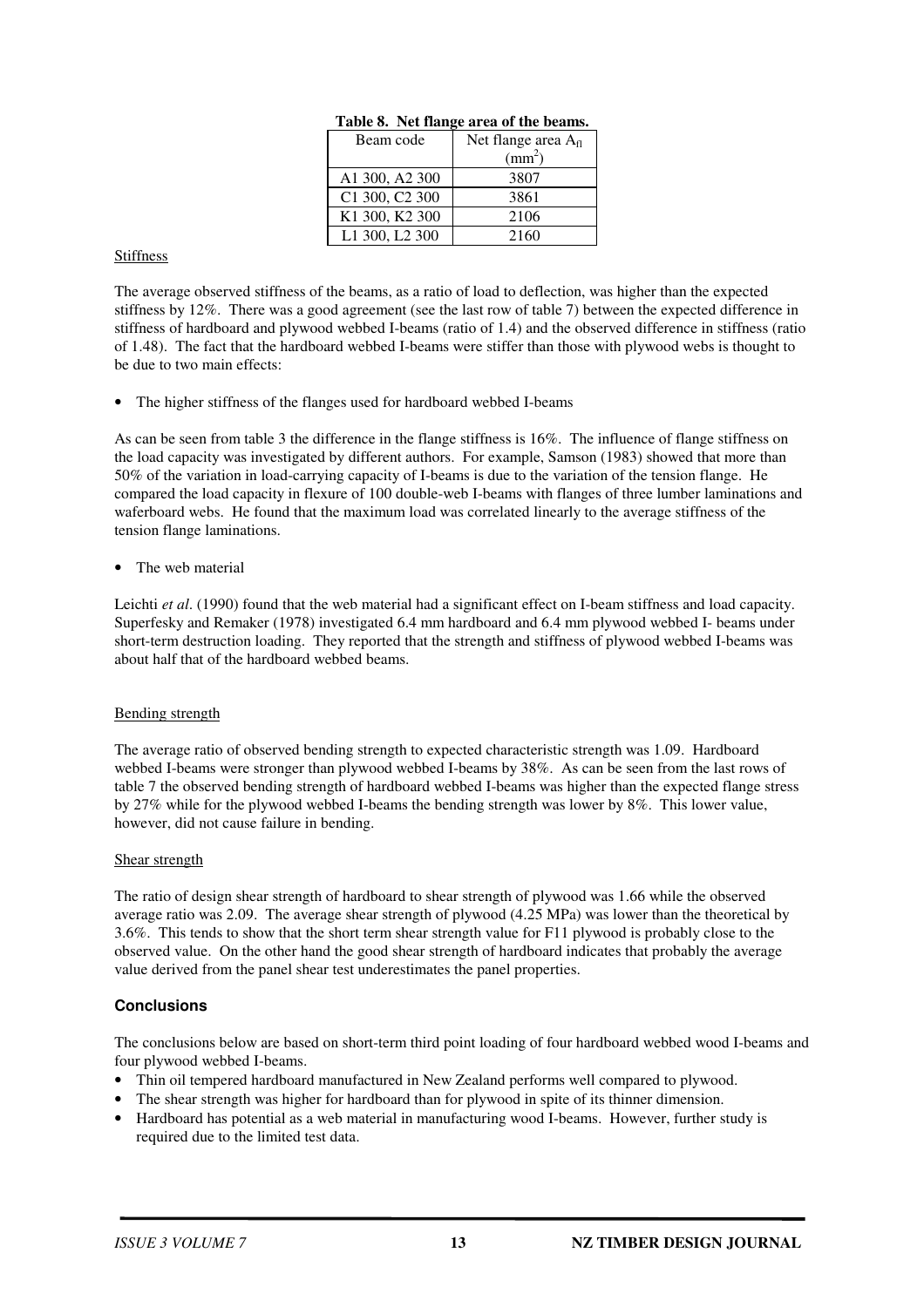**Table 8. Net flange area of the beams.**

| Beam code | Net flange area $A_{fl}$ ($mm^2$) |
|---|---|
| A1 300, A2 300 | 3807 |
| C1 300, C2 300 | 3861 |
| K1 300, K2 300 | 2106 |
| L1 300, L2 300 | 2160 |

Stiffness

The average observed stiffness of the beams, as a ratio of load to deflection, was higher than the expected stiffness by 12%. There was a good agreement (see the last row of table 7) between the expected difference in stiffness of hardboard and plywood webbed I-beams (ratio of 1.4) and the observed difference in stiffness (ratio of 1.48). The fact that the hardboard webbed I-beams were stiffer than those with plywood webs is thought to be due to two main effects:

- The higher stiffness of the flanges used for hardboard webbed I-beams

As can be seen from table 3 the difference in the flange stiffness is 16%. The influence of flange stiffness on the load capacity was investigated by different authors. For example, Samson (1983) showed that more than 50% of the variation in load-carrying capacity of I-beams is due to the variation of the tension flange. He compared the load capacity in flexure of 100 double-web I-beams with flanges of three lumber laminations and waferboard webs. He found that the maximum load was correlated linearly to the average stiffness of the tension flange laminations.

- The web material

Leichti *et al*. (1990) found that the web material had a significant effect on I-beam stiffness and load capacity. Superfesky and Remaker (1978) investigated 6.4 mm hardboard and 6.4 mm plywood webbed I- beams under short-term destruction loading. They reported that the strength and stiffness of plywood webbed I-beams was about half that of the hardboard webbed beams.

Bending strength

The average ratio of observed bending strength to expected characteristic strength was 1.09. Hardboard webbed I-beams were stronger than plywood webbed I-beams by 38%. As can be seen from the last rows of table 7 the observed bending strength of hardboard webbed I-beams was higher than the expected flange stress by 27% while for the plywood webbed I-beams the bending strength was lower by 8%. This lower value, however, did not cause failure in bending.

Shear strength

The ratio of design shear strength of hardboard to shear strength of plywood was 1.66 while the observed average ratio was 2.09. The average shear strength of plywood (4.25 MPa) was lower than the theoretical by 3.6%. This tends to show that the short term shear strength value for F11 plywood is probably close to the observed value. On the other hand the good shear strength of hardboard indicates that probably the average value derived from the panel shear test underestimates the panel properties.

### Conclusions

The conclusions below are based on short-term third point loading of four hardboard webbed wood I-beams and four plywood webbed I-beams.

- Thin oil tempered hardboard manufactured in New Zealand performs well compared to plywood.
- The shear strength was higher for hardboard than for plywood in spite of its thinner dimension.
- Hardboard has potential as a web material in manufacturing wood I-beams. However, further study is required due to the limited test data.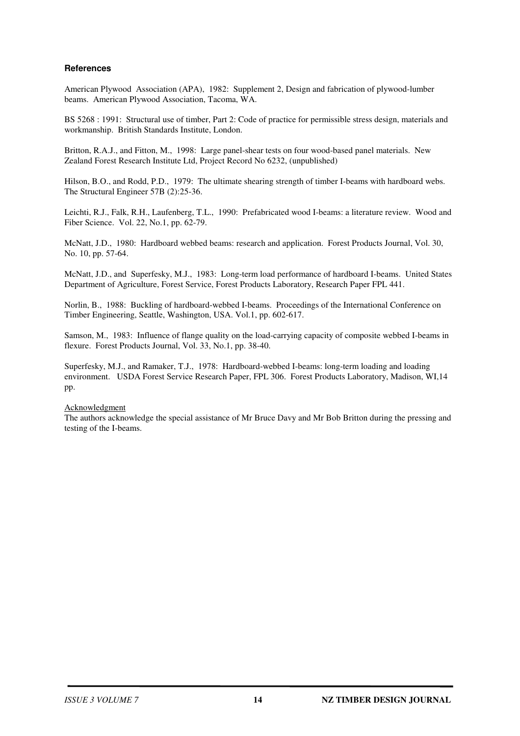### References

American Plywood Association (APA), 1982: Supplement 2, Design and fabrication of plywood-lumber beams. American Plywood Association, Tacoma, WA.

BS 5268 : 1991: Structural use of timber, Part 2: Code of practice for permissible stress design, materials and workmanship. British Standards Institute, London.

Britton, R.A.J., and Fitton, M., 1998: Large panel-shear tests on four wood-based panel materials. New Zealand Forest Research Institute Ltd, Project Record No 6232, (unpublished)

Hilson, B.O., and Rodd, P.D., 1979: The ultimate shearing strength of timber I-beams with hardboard webs. The Structural Engineer 57B (2):25-36.

Leichti, R.J., Falk, R.H., Laufenberg, T.L., 1990: Prefabricated wood I-beams: a literature review. Wood and Fiber Science. Vol. 22, No.1, pp. 62-79.

McNatt, J.D., 1980: Hardboard webbed beams: research and application. Forest Products Journal, Vol. 30, No. 10, pp. 57-64.

McNatt, J.D., and Superfesky, M.J., 1983: Long-term load performance of hardboard I-beams. United States Department of Agriculture, Forest Service, Forest Products Laboratory, Research Paper FPL 441.

Norlin, B., 1988: Buckling of hardboard-webbed I-beams. Proceedings of the International Conference on Timber Engineering, Seattle, Washington, USA. Vol.1, pp. 602-617.

Samson, M., 1983: Influence of flange quality on the load-carrying capacity of composite webbed I-beams in flexure. Forest Products Journal, Vol. 33, No.1, pp. 38-40.

Superfesky, M.J., and Ramaker, T.J., 1978: Hardboard-webbed I-beams: long-term loading and loading environment. USDA Forest Service Research Paper, FPL 306. Forest Products Laboratory, Madison, WI,14 pp.

Acknowledgment

The authors acknowledge the special assistance of Mr Bruce Davy and Mr Bob Britton during the pressing and testing of the I-beams.